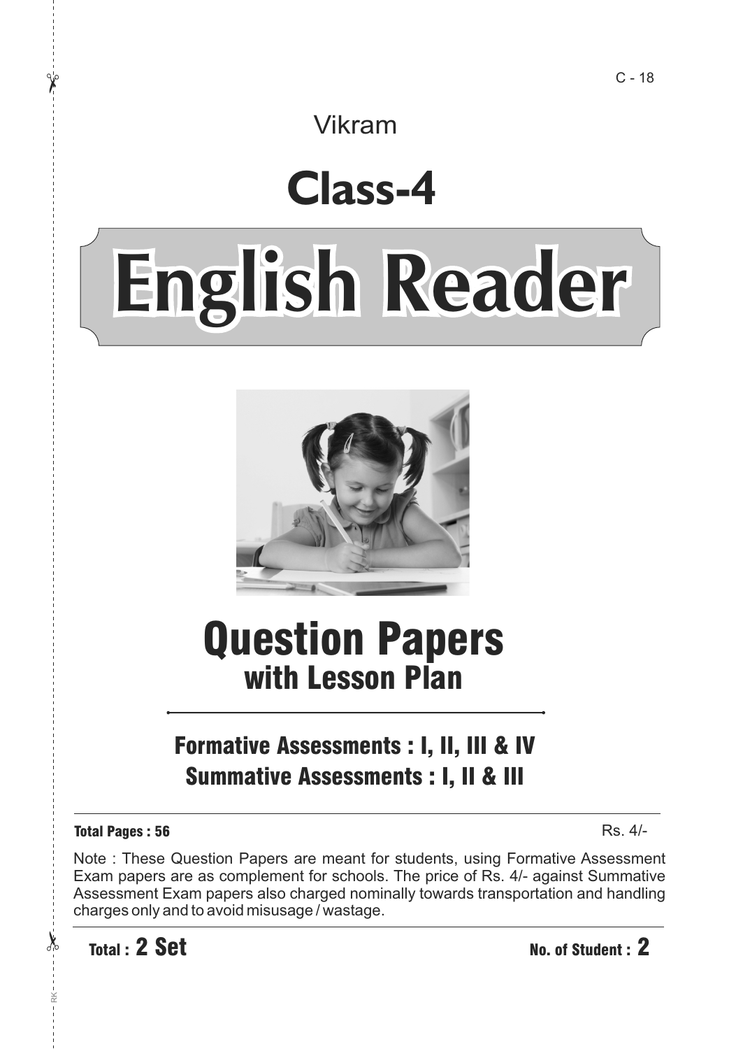C - 18

Vikram

# Class-4

# English Reader

## Question Papers
### with Lesson Plan

**Formative Assessments : I, II, III & IV**
**Summative Assessments : I, II & III**

**Total Pages : 56** Rs. 4/-

Note : These Question Papers are meant for students, using Formative Assessment Exam papers are as complement for schools. The price of Rs. 4/- against Summative Assessment Exam papers also charged nominally towards transportation and handling charges only and to avoid misusage / wastage.

**Total : 2 Set** **No. of Student : 2**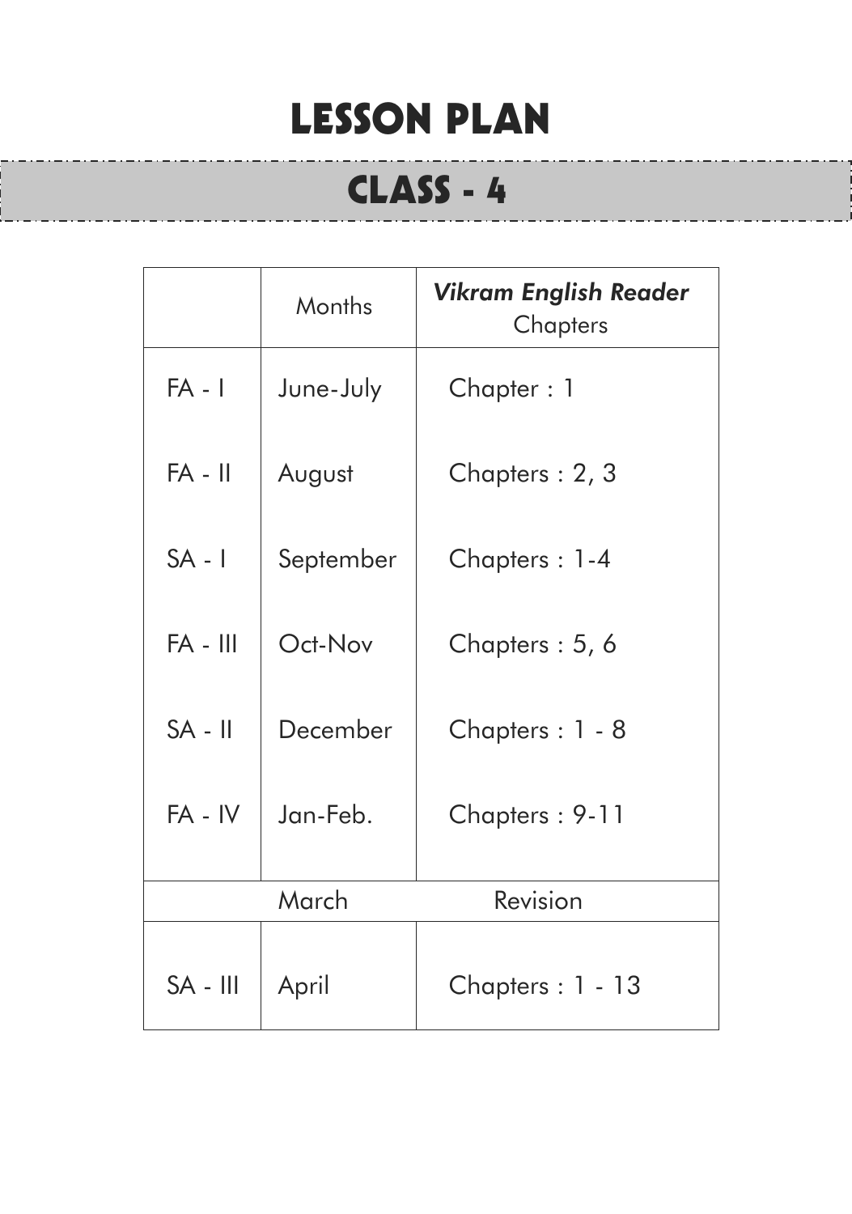# LESSON PLAN

## CLASS - 4

| | Months | ***Vikram English Reader*** Chapters |
|---|---|---|
| FA - I | June-July | Chapter : 1 |
| FA - II | August | Chapters : 2, 3 |
| SA - I | September | Chapters : 1-4 |
| FA - III | Oct-Nov | Chapters : 5, 6 |
| SA - II | December | Chapters : 1 - 8 |
| FA - IV | Jan-Feb. | Chapters : 9-11 |
| | March | Revision |
| SA - III | April | Chapters : 1 - 13 |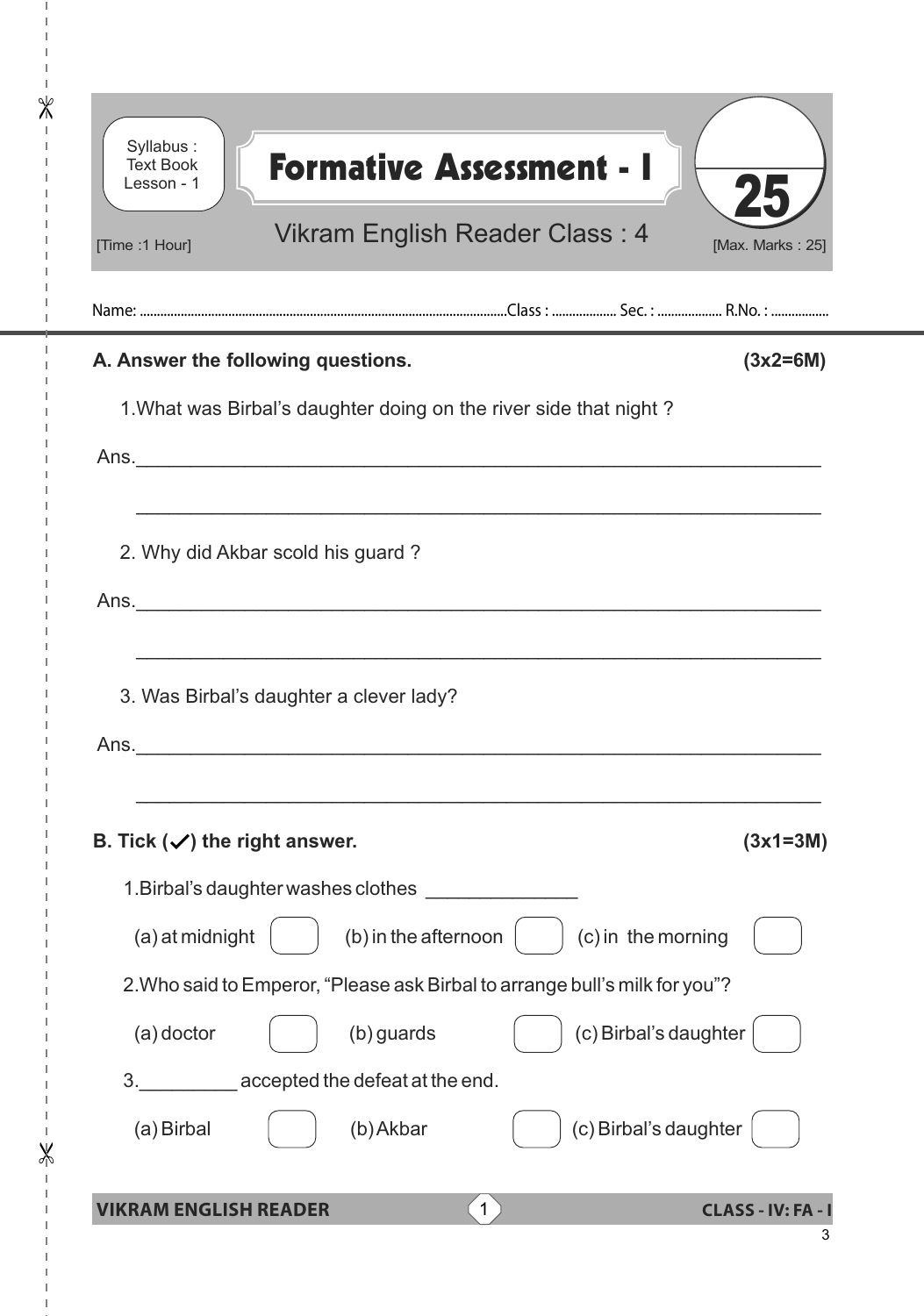Syllabus : Text Book Lesson - 1

# Formative Assessment - I

Vikram English Reader Class : 4

[Time :1 Hour] [Max. Marks : 25]

25

Name: ............................................................Class : .................. Sec. : .................. R.No. : .................

**A. Answer the following questions.** **(3x2=6M)**

1.What was Birbal's daughter doing on the river side that night ?

Ans.______________________________________________________________

______________________________________________________________

2. Why did Akbar scold his guard ?

Ans.______________________________________________________________

______________________________________________________________

3. Was Birbal's daughter a clever lady?

Ans.______________________________________________________________

______________________________________________________________

**B. Tick (✓) the right answer.** **(3x1=3M)**

1.Birbal's daughter washes clothes ______________

(a) at midnight ☐ (b) in the afternoon ☐ (c) in the morning ☐

2.Who said to Emperor, "Please ask Birbal to arrange bull's milk for you"?

(a) doctor ☐ (b) guards ☐ (c) Birbal's daughter ☐

3._________ accepted the defeat at the end.

(a) Birbal ☐ (b) Akbar ☐ (c) Birbal's daughter ☐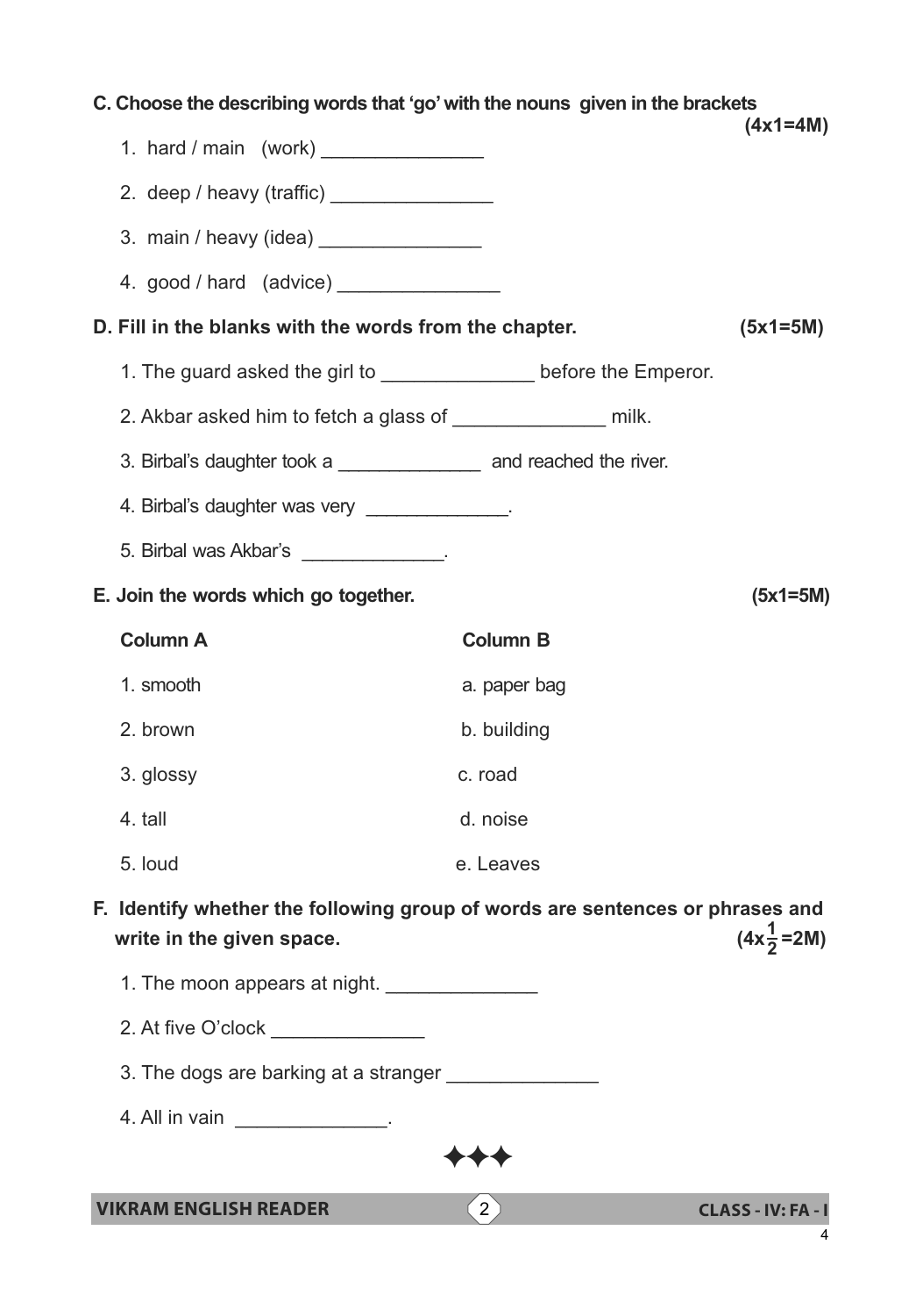**C. Choose the describing words that 'go' with the nouns given in the brackets** **(4x1=4M)**

1. hard / main (work) _______________
2. deep / heavy (traffic) _______________
3. main / heavy (idea) _______________
4. good / hard (advice) _______________

**D. Fill in the blanks with the words from the chapter.** **(5x1=5M)**

1. The guard asked the girl to ______________ before the Emperor.
2. Akbar asked him to fetch a glass of ______________ milk.
3. Birbal's daughter took a _____________ and reached the river.
4. Birbal's daughter was very _____________.
5. Birbal was Akbar's _____________.

**E. Join the words which go together.** **(5x1=5M)**

| Column A | Column B |
|---|---|
| 1. smooth | a. paper bag |
| 2. brown | b. building |
| 3. glossy | c. road |
| 4. tall | d. noise |
| 5. loud | e. Leaves |

**F. Identify whether the following group of words are sentences or phrases and write in the given space.** **($4x\frac{1}{2}$=2M)**

1. The moon appears at night. ______________
2. At five O'clock ______________
3. The dogs are barking at a stranger ______________
4. All in vain ______________.

✦✦✦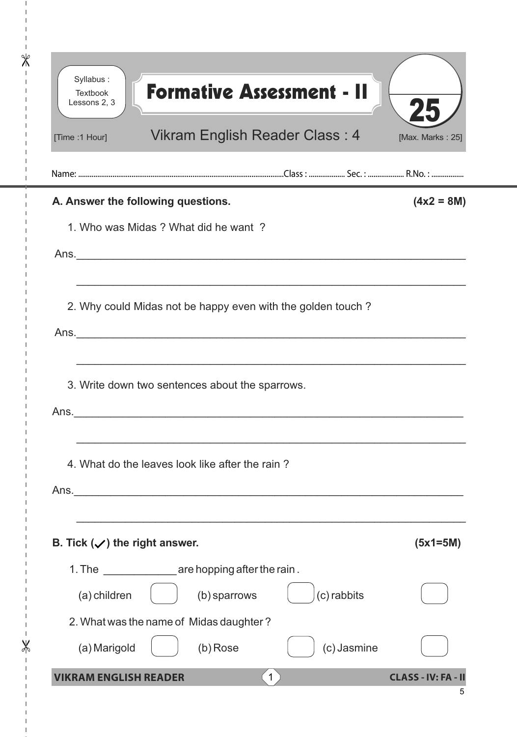Syllabus : Textbook Lessons 2, 3

# Formative Assessment - II

**25**

[Time :1 Hour] Vikram English Reader Class : 4 [Max. Marks : 25]

Name: .................................................................Class : .................. Sec. : .................. R.No. : .................

**A. Answer the following questions. (4x2 = 8M)**

1. Who was Midas ? What did he want ?

Ans.________________________________________________________________

________________________________________________________________

2. Why could Midas not be happy even with the golden touch ?

Ans.________________________________________________________________

________________________________________________________________

3. Write down two sentences about the sparrows.

Ans.________________________________________________________________

________________________________________________________________

4. What do the leaves look like after the rain ?

Ans.________________________________________________________________

________________________________________________________________

**B. Tick (✓) the right answer. (5x1=5M)**

1. The ____________ are hopping after the rain .

(a) children ☐ (b) sparrows ☐ (c) rabbits ☐

2. What was the name of Midas daughter ?

(a) Marigold ☐ (b) Rose ☐ (c) Jasmine ☐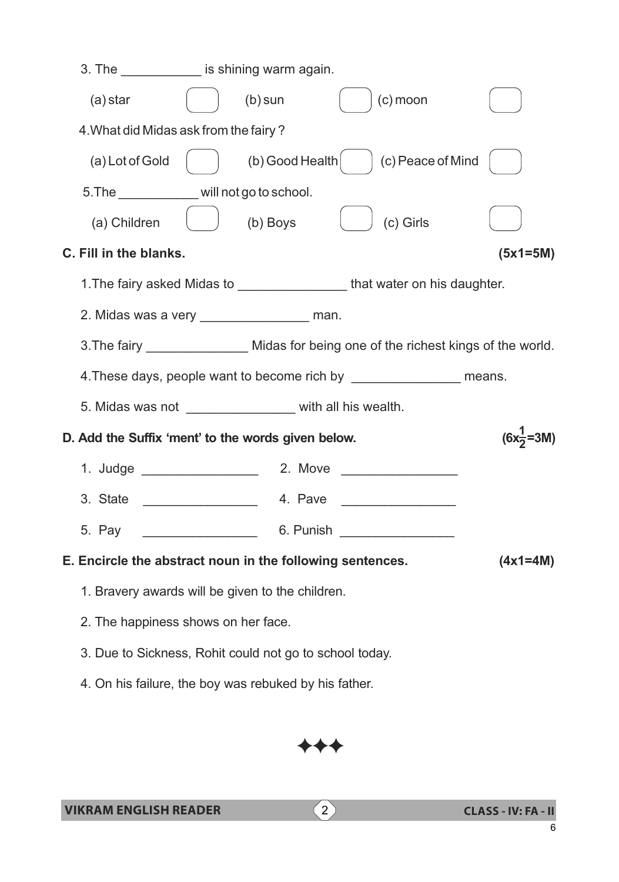3. The ___________ is shining warm again.

(a) star ☐ (b) sun ☐ (c) moon ☐

4. What did Midas ask from the fairy ?

(a) Lot of Gold ☐ (b) Good Health ☐ (c) Peace of Mind ☐

5. The ___________ will not go to school.

(a) Children ☐ (b) Boys ☐ (c) Girls ☐

**C. Fill in the blanks. (5x1=5M)**

1. The fairy asked Midas to _______________ that water on his daughter.

2. Midas was a very _______________ man.

3. The fairy ______________ Midas for being one of the richest kings of the world.

4. These days, people want to become rich by _______________ means.

5. Midas was not _______________ with all his wealth.

**D. Add the Suffix 'ment' to the words given below. ($6x\frac{1}{2}$=3M)**

1. Judge ________________ 2. Move ________________

3. State ________________ 4. Pave ________________

5. Pay ________________ 6. Punish ________________

**E. Encircle the abstract noun in the following sentences. (4x1=4M)**

1. Bravery awards will be given to the children.

2. The happiness shows on her face.

3. Due to Sickness, Rohit could not go to school today.

4. On his failure, the boy was rebuked by his father.

✦✦✦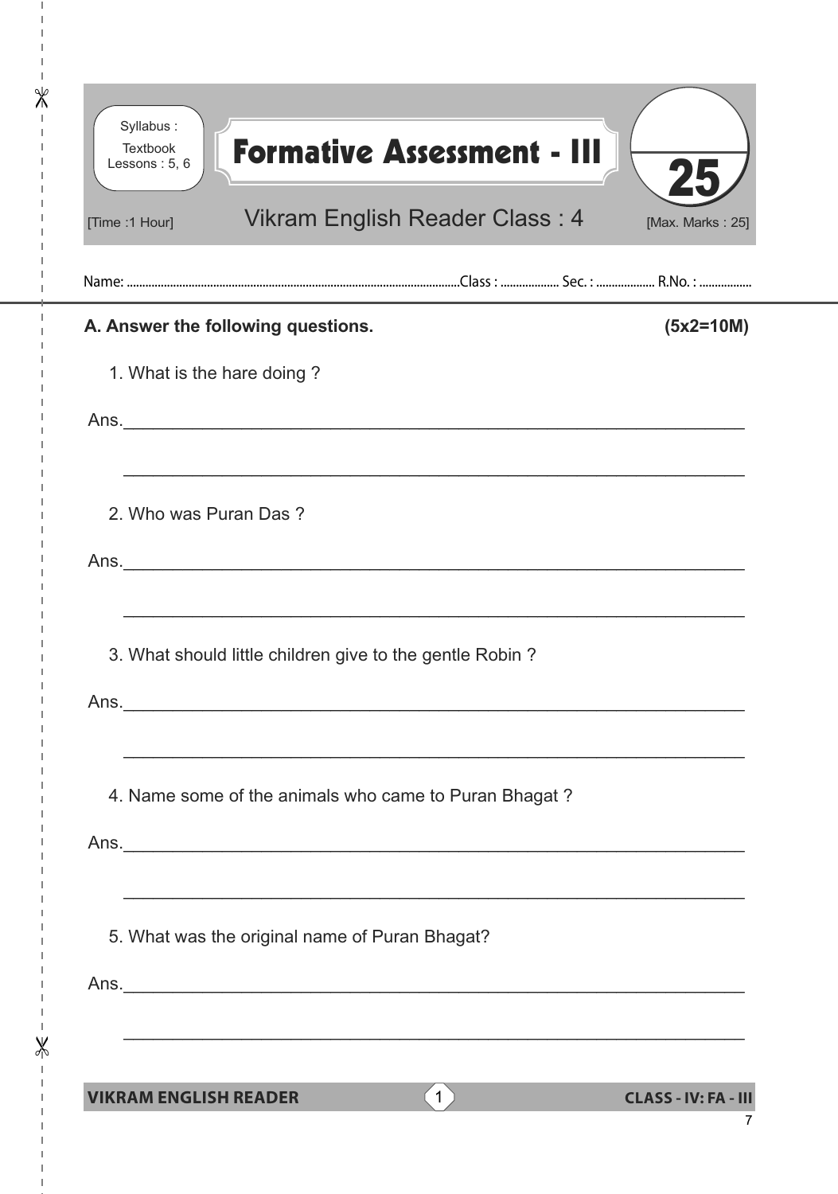Syllabus : Textbook Lessons : 5, 6

# Formative Assessment - III

**25**

[Time :1 Hour] Vikram English Reader Class : 4 [Max. Marks : 25]

Name: ........................................................................................................Class : ................... Sec. : ................... R.No. : .................

**A. Answer the following questions. (5x2=10M)**

1. What is the hare doing ?

Ans.________________________________________________________________

________________________________________________________________

2. Who was Puran Das ?

Ans.________________________________________________________________

________________________________________________________________

3. What should little children give to the gentle Robin ?

Ans.________________________________________________________________

________________________________________________________________

4. Name some of the animals who came to Puran Bhagat ?

Ans.________________________________________________________________

________________________________________________________________

5. What was the original name of Puran Bhagat?

Ans.________________________________________________________________

________________________________________________________________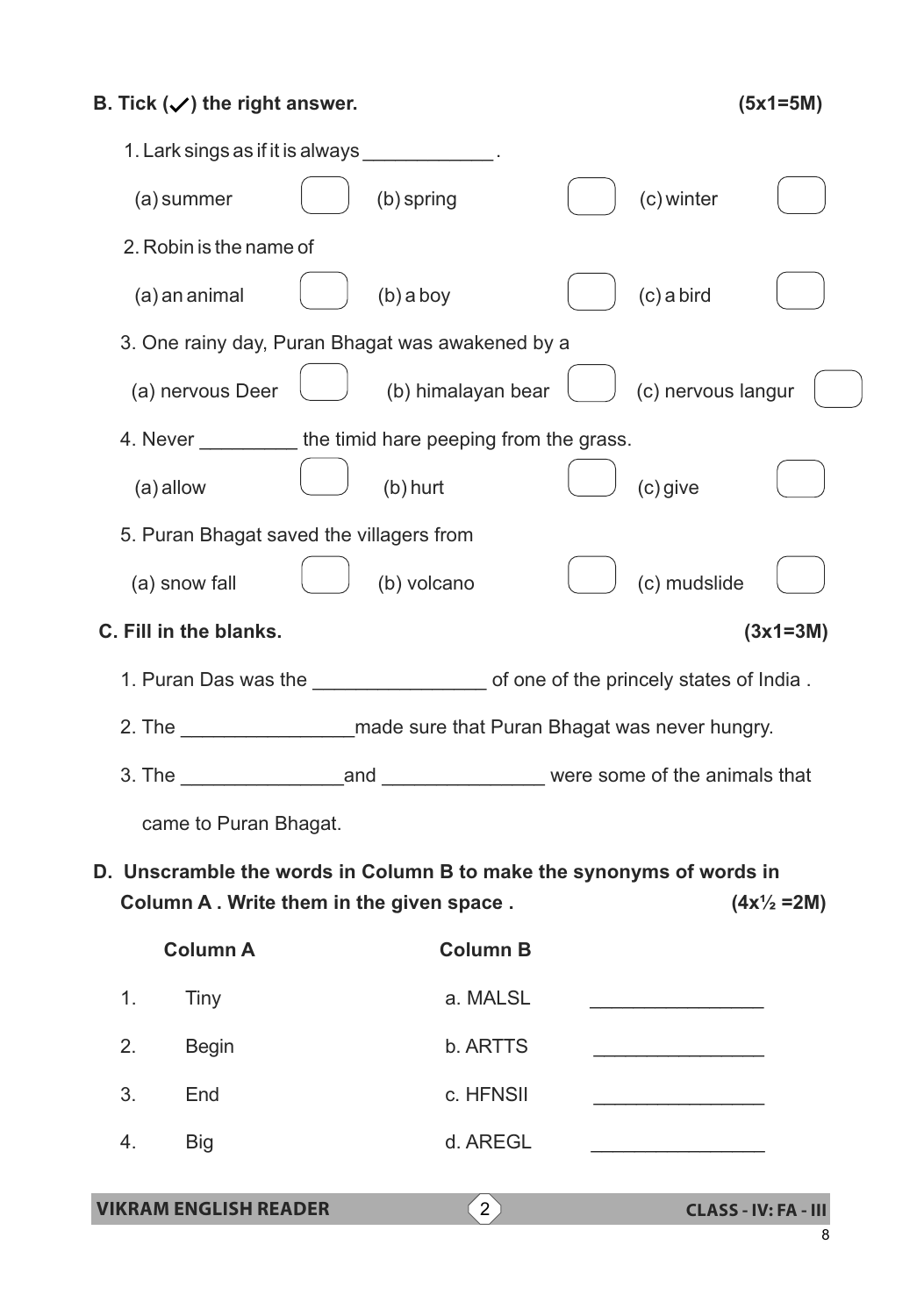**B. Tick (✓) the right answer.** **(5x1=5M)**

1. Lark sings as if it is always ____________.

   (a) summer ☐ (b) spring ☐ (c) winter ☐

2. Robin is the name of

   (a) an animal ☐ (b) a boy ☐ (c) a bird ☐

3. One rainy day, Puran Bhagat was awakened by a

   (a) nervous Deer ☐ (b) himalayan bear ☐ (c) nervous langur ☐

4. Never _________ the timid hare peeping from the grass.

   (a) allow ☐ (b) hurt ☐ (c) give ☐

5. Puran Bhagat saved the villagers from

   (a) snow fall ☐ (b) volcano ☐ (c) mudslide ☐

**C. Fill in the blanks.** **(3x1=3M)**

1. Puran Das was the ________________ of one of the princely states of India .
2. The ________________made sure that Puran Bhagat was never hungry.
3. The _______________and _______________ were some of the animals that came to Puran Bhagat.

**D. Unscramble the words in Column B to make the synonyms of words in Column A . Write them in the given space .** **(4x½ =2M)**

| | Column A | Column B | |
|---|---|---|---|
| 1. | Tiny | a. MALSL | ________________ |
| 2. | Begin | b. ARTTS | ________________ |
| 3. | End | c. HFNSII | ________________ |
| 4. | Big | d. AREGL | ________________ |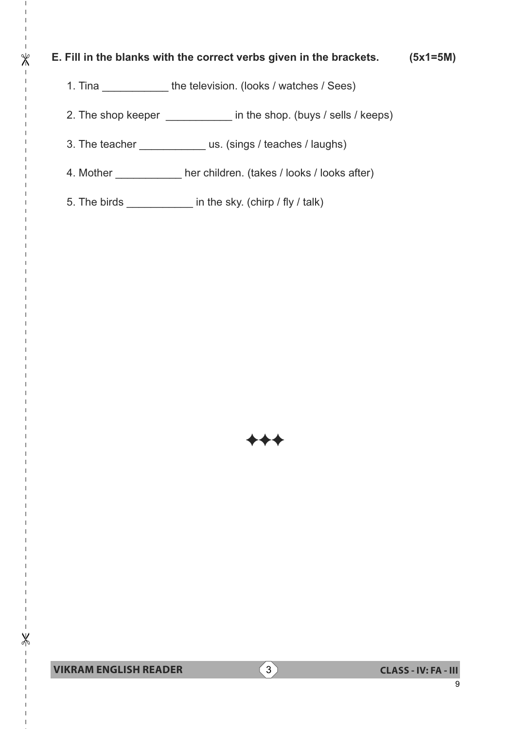**E. Fill in the blanks with the correct verbs given in the brackets. (5x1=5M)**

1. Tina ___________ the television. (looks / watches / Sees)

2. The shop keeper ___________ in the shop. (buys / sells / keeps)

3. The teacher ___________ us. (sings / teaches / laughs)

4. Mother ___________ her children. (takes / looks / looks after)

5. The birds ___________ in the sky. (chirp / fly / talk)

✦✦✦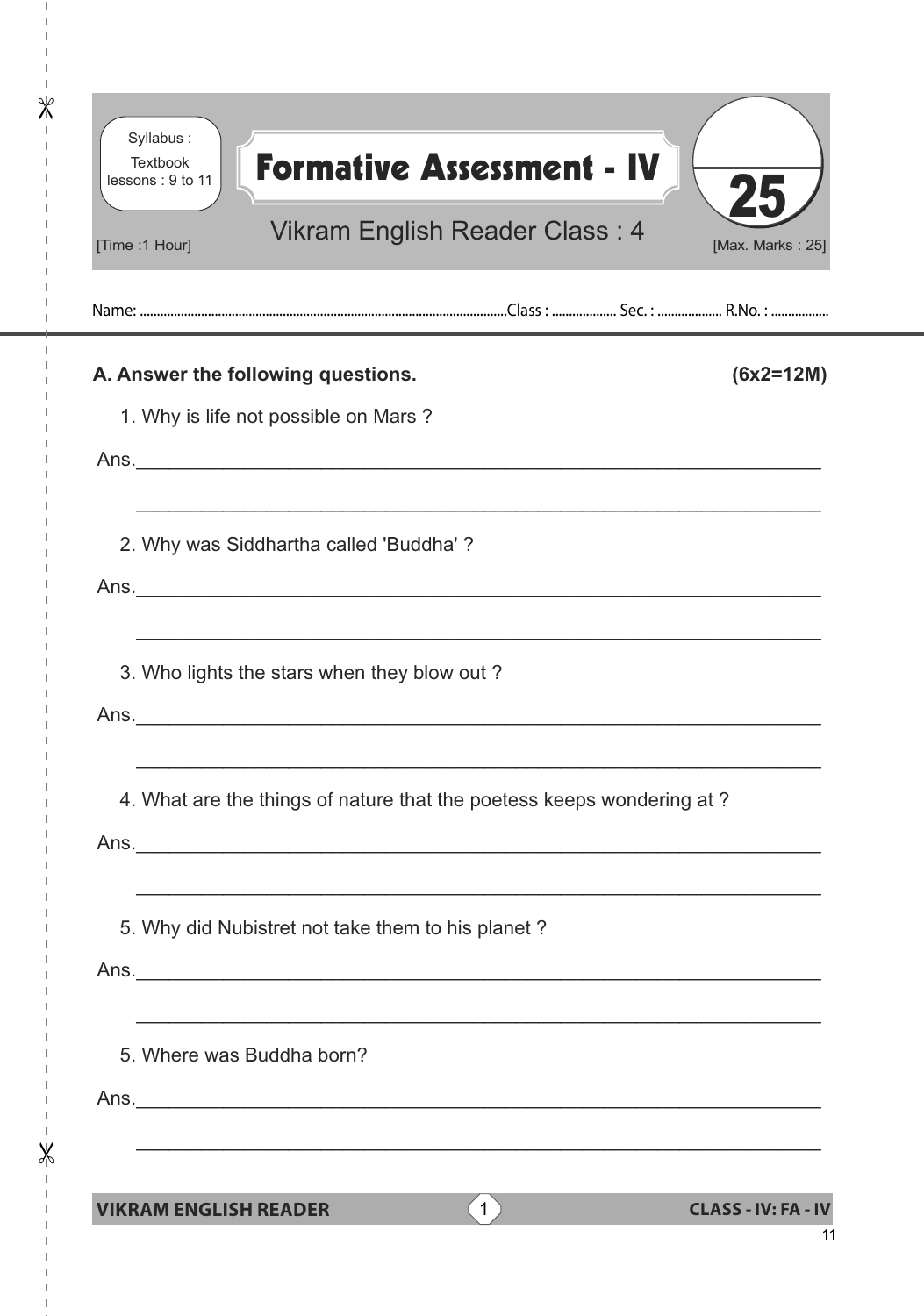Syllabus : Textbook lessons : 9 to 11

# Formative Assessment - IV

25

Vikram English Reader Class : 4

[Time :1 Hour] [Max. Marks : 25]

Name: ............................................Class : .................. Sec. : .................. R.No. : .................

**A. Answer the following questions.** **(6x2=12M)**

1. Why is life not possible on Mars ?

Ans.________________________________________________________________

________________________________________________________________

2. Why was Siddhartha called 'Buddha' ?

Ans.________________________________________________________________

________________________________________________________________

3. Who lights the stars when they blow out ?

Ans.________________________________________________________________

________________________________________________________________

4. What are the things of nature that the poetess keeps wondering at ?

Ans.________________________________________________________________

________________________________________________________________

5. Why did Nubistret not take them to his planet ?

Ans.________________________________________________________________

________________________________________________________________

5. Where was Buddha born?

Ans.________________________________________________________________

________________________________________________________________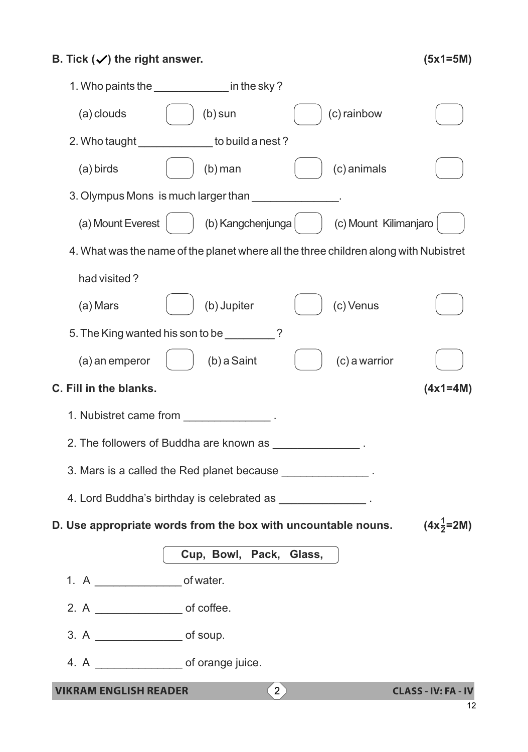**B. Tick (✓) the right answer.** **(5x1=5M)**

1. Who paints the ____________ in the sky ?

   (a) clouds ☐ (b) sun ☐ (c) rainbow ☐

2. Who taught ____________ to build a nest ?

   (a) birds ☐ (b) man ☐ (c) animals ☐

3. Olympus Mons is much larger than ______________.

   (a) Mount Everest ☐ (b) Kangchenjunga ☐ (c) Mount Kilimanjaro ☐

4. What was the name of the planet where all the three children along with Nubistret had visited ?

   (a) Mars ☐ (b) Jupiter ☐ (c) Venus ☐

5. The King wanted his son to be ________ ?

   (a) an emperor ☐ (b) a Saint ☐ (c) a warrior ☐

**C. Fill in the blanks.** **(4x1=4M)**

1. Nubistret came from ______________ .
2. The followers of Buddha are known as ______________ .
3. Mars is a called the Red planet because ______________ .
4. Lord Buddha's birthday is celebrated as ______________ .

**D. Use appropriate words from the box with uncountable nouns.** **($4x\frac{1}{2}$=2M)**

| Cup, Bowl, Pack, Glass, |
|---|

1. A ______________ of water.
2. A ______________ of coffee.
3. A ______________ of soup.
4. A ______________ of orange juice.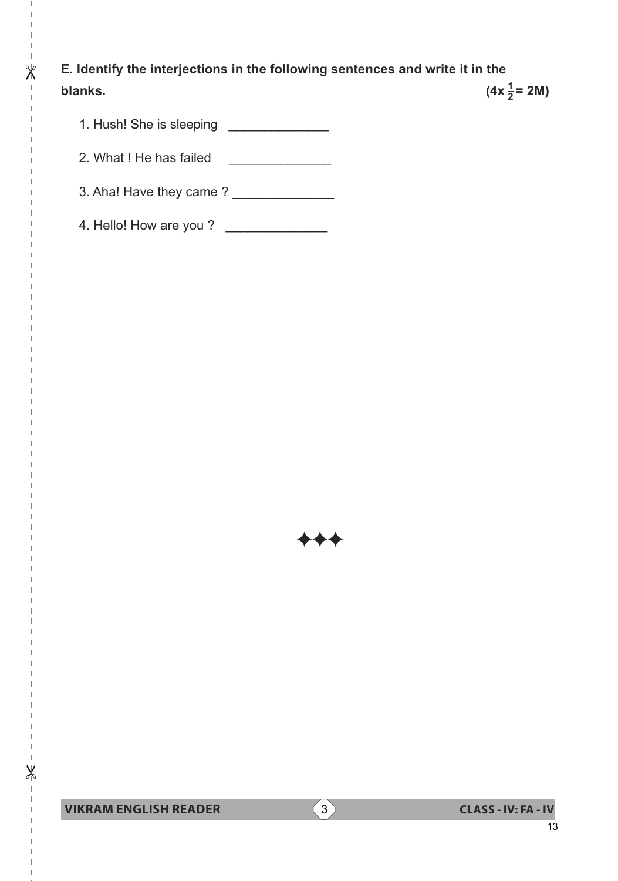**E. Identify the interjections in the following sentences and write it in the blanks.** **($4x \frac{1}{2} = 2M$)**

1. Hush! She is sleeping ______________
2. What ! He has failed ______________
3. Aha! Have they came ? ______________
4. Hello! How are you ? ______________

✦✦✦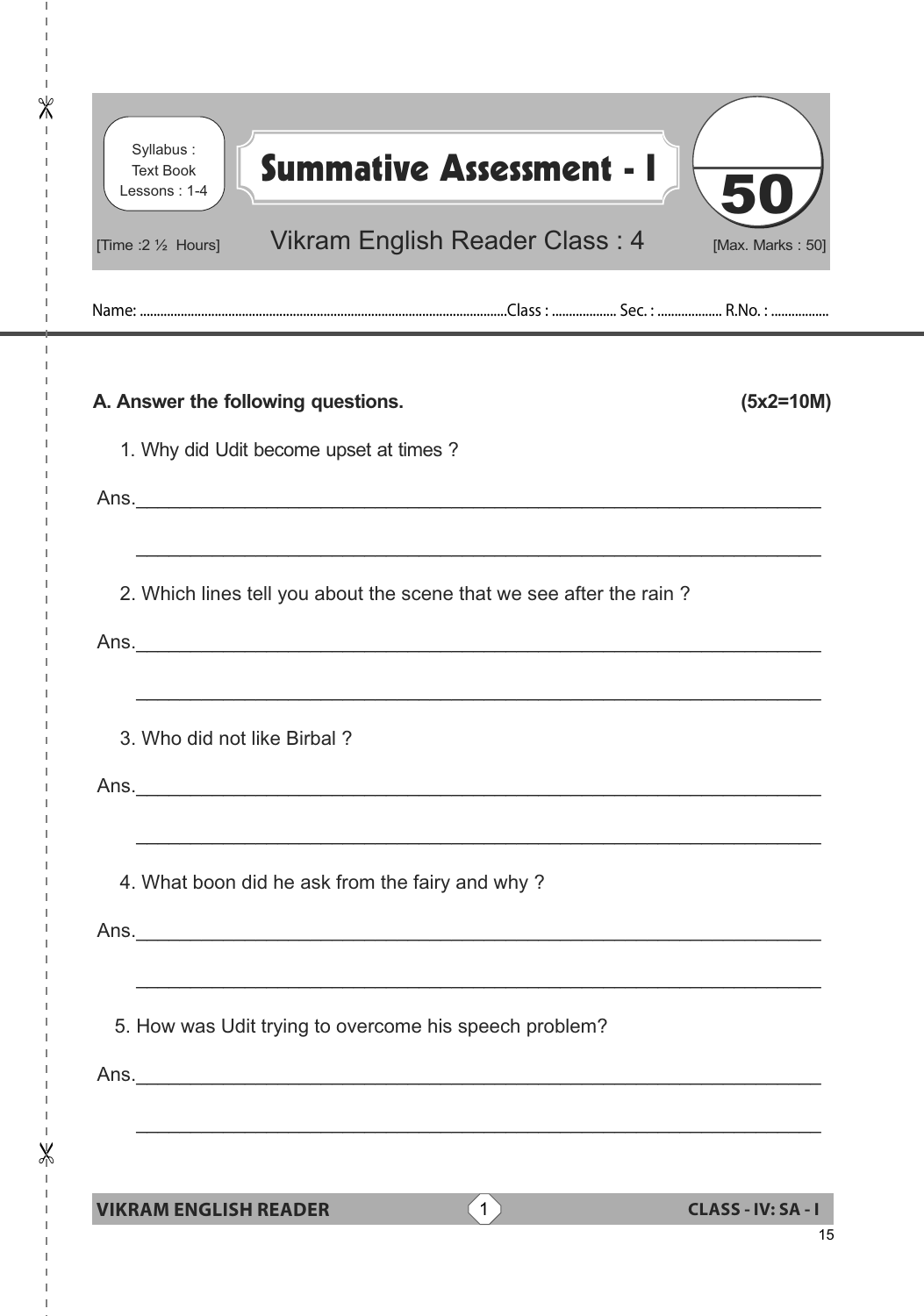Syllabus : Text Book Lessons : 1-4

# Summative Assessment - I

## Vikram English Reader Class : 4

[Time :2 ½ Hours] [Max. Marks : 50]

50

Name: ............................................................Class : .................. Sec. : .................. R.No. : .................

**A. Answer the following questions. (5x2=10M)**

1. Why did Udit become upset at times ?

Ans.____________________________________________________________

____________________________________________________________

2. Which lines tell you about the scene that we see after the rain ?

Ans.____________________________________________________________

____________________________________________________________

3. Who did not like Birbal ?

Ans.____________________________________________________________

____________________________________________________________

4. What boon did he ask from the fairy and why ?

Ans.____________________________________________________________

____________________________________________________________

5. How was Udit trying to overcome his speech problem?

Ans.____________________________________________________________

____________________________________________________________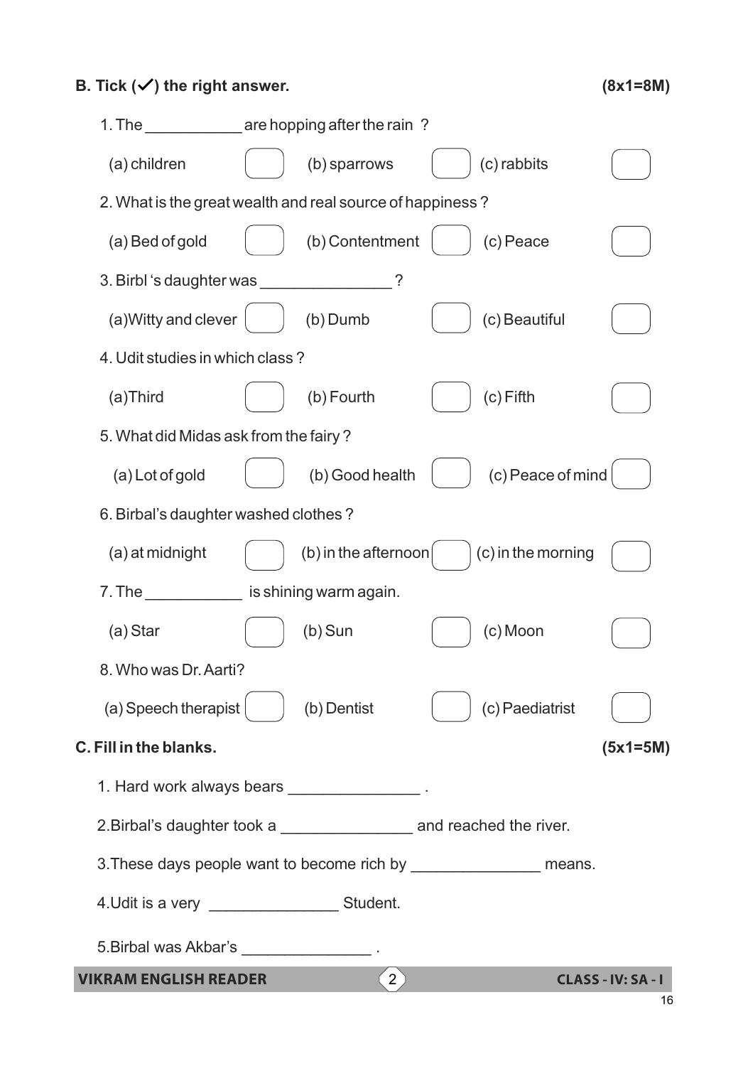## B. Tick (✓) the right answer. (8x1=8M)

1. The ___________ are hopping after the rain ?

   (a) children ☐ (b) sparrows ☐ (c) rabbits ☐

2. What is the great wealth and real source of happiness ?

   (a) Bed of gold ☐ (b) Contentment ☐ (c) Peace ☐

3. Birbl 's daughter was _______________ ?

   (a)Witty and clever ☐ (b) Dumb ☐ (c) Beautiful ☐

4. Udit studies in which class ?

   (a)Third ☐ (b) Fourth ☐ (c) Fifth ☐

5. What did Midas ask from the fairy ?

   (a) Lot of gold ☐ (b) Good health ☐ (c) Peace of mind ☐

6. Birbal's daughter washed clothes ?

   (a) at midnight ☐ (b) in the afternoon ☐ (c) in the morning ☐

7. The ___________ is shining warm again.

   (a) Star ☐ (b) Sun ☐ (c) Moon ☐

8. Who was Dr. Aarti?

   (a) Speech therapist ☐ (b) Dentist ☐ (c) Paediatrist ☐

## C. Fill in the blanks. (5x1=5M)

1. Hard work always bears _______________ .

2. Birbal's daughter took a _______________ and reached the river.

3. These days people want to become rich by _______________ means.

4. Udit is a very _______________ Student.

5. Birbal was Akbar's _______________ .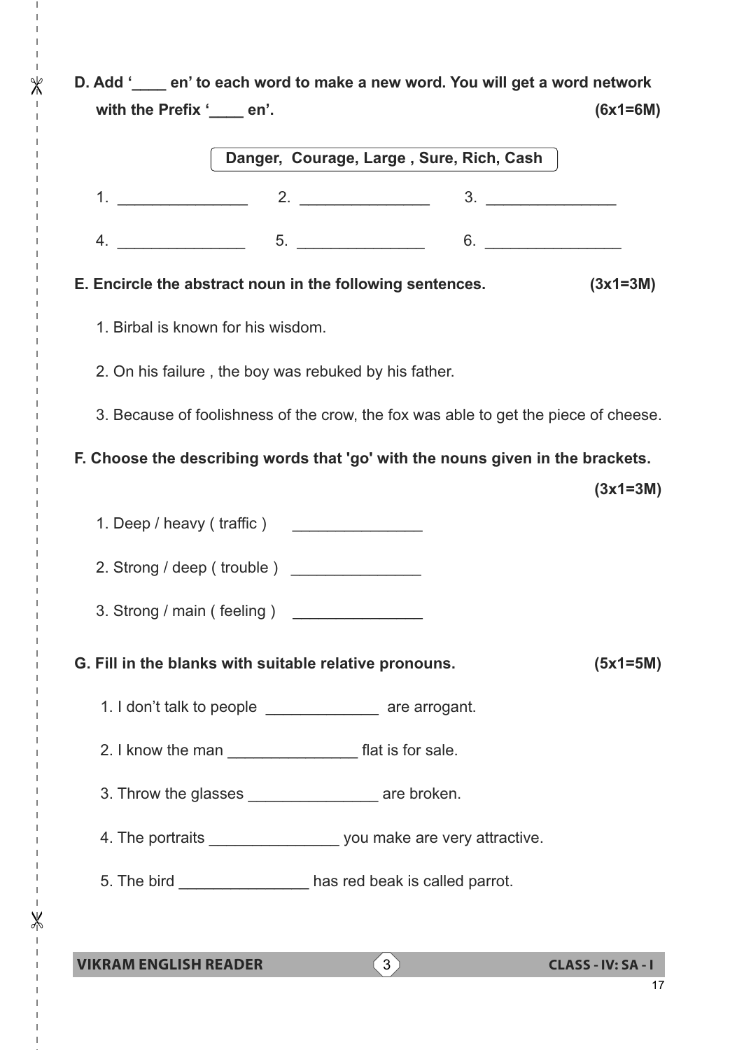**D. Add '____ en' to each word to make a new word. You will get a word network with the Prefix '____ en'.** **(6x1=6M)**

| Danger, Courage, Large , Sure, Rich, Cash |
|---|

1. _______________ 2. _______________ 3. _______________

4. _______________ 5. _______________ 6. ________________

**E. Encircle the abstract noun in the following sentences.** **(3x1=3M)**

1. Birbal is known for his wisdom.

2. On his failure , the boy was rebuked by his father.

3. Because of foolishness of the crow, the fox was able to get the piece of cheese.

**F. Choose the describing words that 'go' with the nouns given in the brackets.** **(3x1=3M)**

1. Deep / heavy ( traffic ) _______________

2. Strong / deep ( trouble ) _______________

3. Strong / main ( feeling ) _______________

**G. Fill in the blanks with suitable relative pronouns.** **(5x1=5M)**

1. I don't talk to people _____________ are arrogant.

2. I know the man _______________ flat is for sale.

3. Throw the glasses _______________ are broken.

4. The portraits _______________ you make are very attractive.

5. The bird _______________ has red beak is called parrot.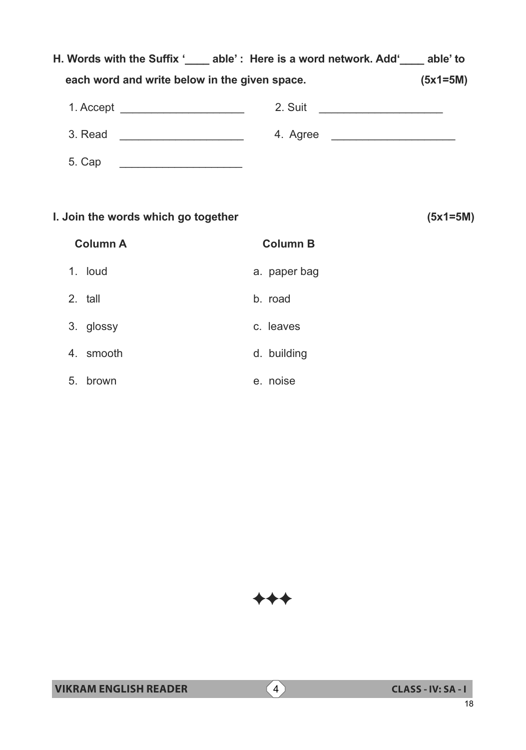**H. Words with the Suffix '____ able' : Here is a word network. Add'____ able' to each word and write below in the given space. (5x1=5M)**

1. Accept ____________________ 2. Suit ____________________

3. Read ____________________ 4. Agree ____________________

5. Cap ____________________

**I. Join the words which go together (5x1=5M)**

| Column A | Column B |
|---|---|
| 1. loud | a. paper bag |
| 2. tall | b. road |
| 3. glossy | c. leaves |
| 4. smooth | d. building |
| 5. brown | e. noise |

✦✦✦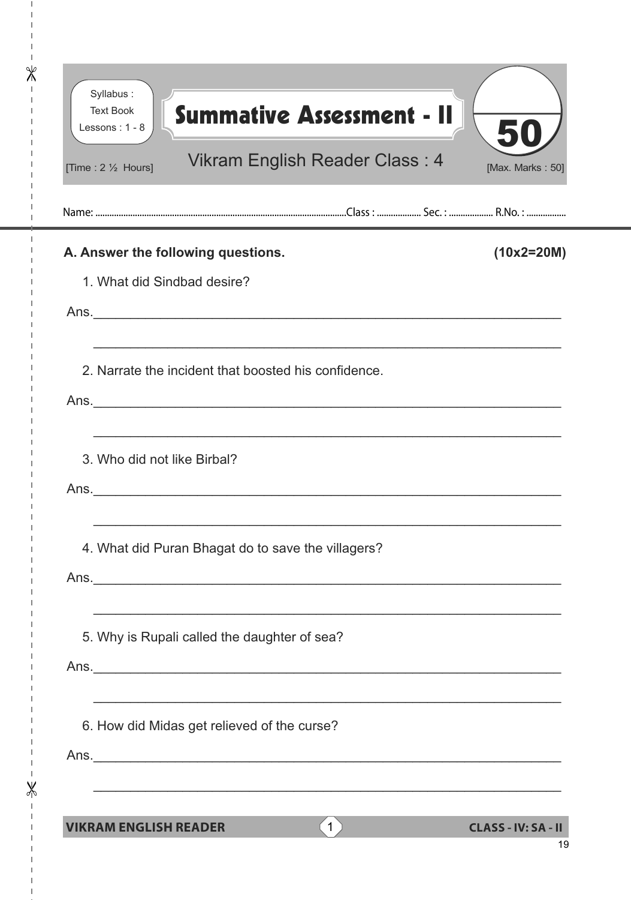Syllabus : Text Book Lessons : 1 - 8

# Summative Assessment - II

## Vikram English Reader Class : 4

[Time : 2 ½ Hours] [Max. Marks : 50]

50

Name: .......................................Class : .................. Sec. : .................. R.No. : .................

**A. Answer the following questions. (10x2=20M)**

1. What did Sindbad desire?

Ans.________________________________________________________________

________________________________________________________________

2. Narrate the incident that boosted his confidence.

Ans.________________________________________________________________

________________________________________________________________

3. Who did not like Birbal?

Ans.________________________________________________________________

________________________________________________________________

4. What did Puran Bhagat do to save the villagers?

Ans.________________________________________________________________

________________________________________________________________

5. Why is Rupali called the daughter of sea?

Ans.________________________________________________________________

________________________________________________________________

6. How did Midas get relieved of the curse?

Ans.________________________________________________________________

________________________________________________________________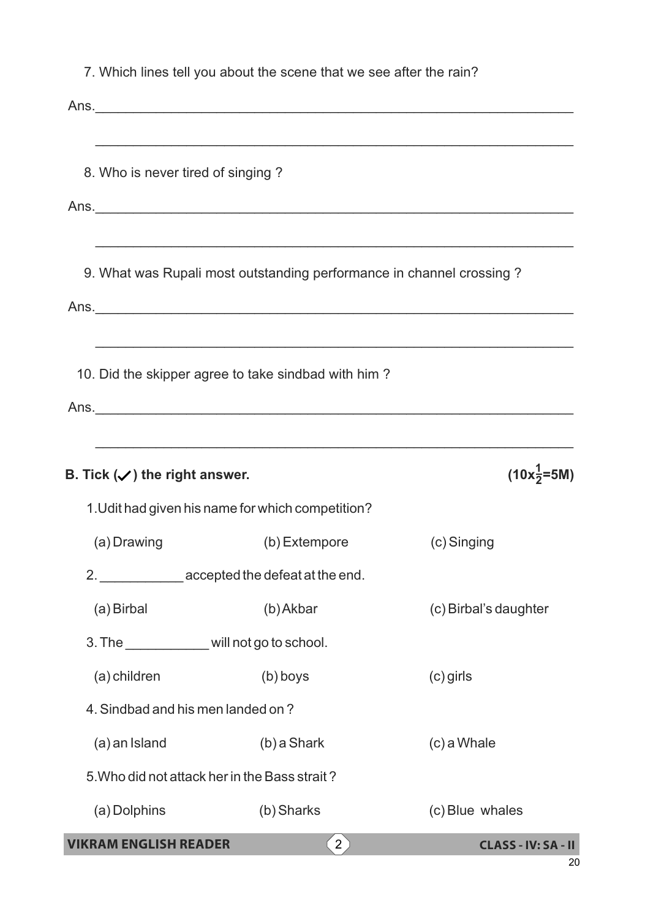7. Which lines tell you about the scene that we see after the rain?

Ans.______________________________________________________________

______________________________________________________________

8. Who is never tired of singing ?

Ans.______________________________________________________________

______________________________________________________________

9. What was Rupali most outstanding performance in channel crossing ?

Ans.______________________________________________________________

______________________________________________________________

10. Did the skipper agree to take sindbad with him ?

Ans.______________________________________________________________

______________________________________________________________

**B. Tick (✓) the right answer.** **($10x\frac{1}{2}$=5M)**

1.Udit had given his name for which competition?

(a) Drawing (b) Extempore (c) Singing

2. ___________ accepted the defeat at the end.

(a) Birbal (b) Akbar (c) Birbal's daughter

3. The ___________ will not go to school.

(a) children (b) boys (c) girls

4. Sindbad and his men landed on ?

(a) an Island (b) a Shark (c) a Whale

5.Who did not attack her in the Bass strait ?

(a) Dolphins (b) Sharks (c) Blue whales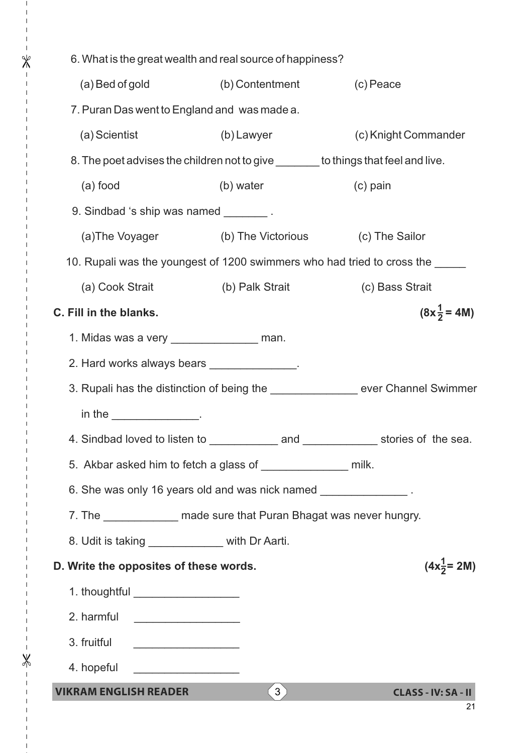6. What is the great wealth and real source of happiness?

   (a) Bed of gold (b) Contentment (c) Peace

7. Puran Das went to England and was made a.

   (a) Scientist (b) Lawyer (c) Knight Commander

8. The poet advises the children not to give _______ to things that feel and live.

   (a) food (b) water (c) pain

9. Sindbad 's ship was named _______ .

   (a)The Voyager (b) The Victorious (c) The Sailor

10. Rupali was the youngest of 1200 swimmers who had tried to cross the _____

   (a) Cook Strait (b) Palk Strait (c) Bass Strait

**C. Fill in the blanks.** **($8x\frac{1}{2} = 4M$)**

1. Midas was a very ______________ man.
2. Hard works always bears ______________.
3. Rupali has the distinction of being the ______________ ever Channel Swimmer in the ______________.
4. Sindbad loved to listen to ___________ and ____________ stories of the sea.
5. Akbar asked him to fetch a glass of ______________ milk.
6. She was only 16 years old and was nick named ______________ .
7. The ____________ made sure that Puran Bhagat was never hungry.
8. Udit is taking ____________ with Dr Aarti.

**D. Write the opposites of these words.** **($4x\frac{1}{2}= 2M$)**

1. thoughtful _________________
2. harmful _________________
3. fruitful _________________
4. hopeful _________________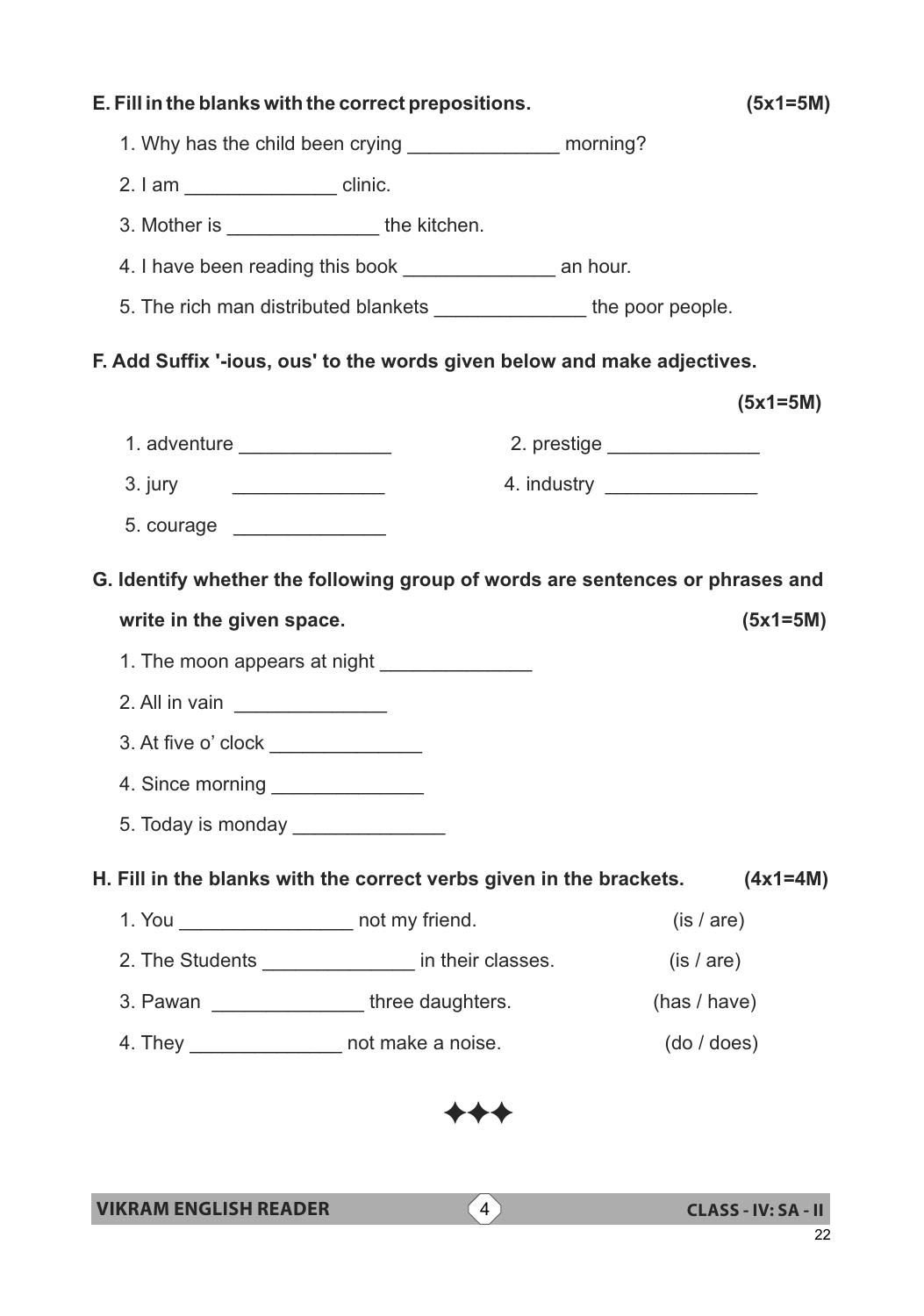**E. Fill in the blanks with the correct prepositions.** **(5x1=5M)**

1. Why has the child been crying ______________ morning?
2. I am ______________ clinic.
3. Mother is ______________ the kitchen.
4. I have been reading this book ______________ an hour.
5. The rich man distributed blankets ______________ the poor people.

**F. Add Suffix '-ious, ous' to the words given below and make adjectives.** **(5x1=5M)**

1. adventure ______________
2. prestige ______________
3. jury ______________
4. industry ______________
5. courage ______________

**G. Identify whether the following group of words are sentences or phrases and write in the given space.** **(5x1=5M)**

1. The moon appears at night ______________
2. All in vain ______________
3. At five o' clock ______________
4. Since morning ______________
5. Today is monday ______________

**H. Fill in the blanks with the correct verbs given in the brackets.** **(4x1=4M)**

1. You ________________ not my friend. (is / are)
2. The Students ______________ in their classes. (is / are)
3. Pawan ______________ three daughters. (has / have)
4. They ______________ not make a noise. (do / does)

✦✦✦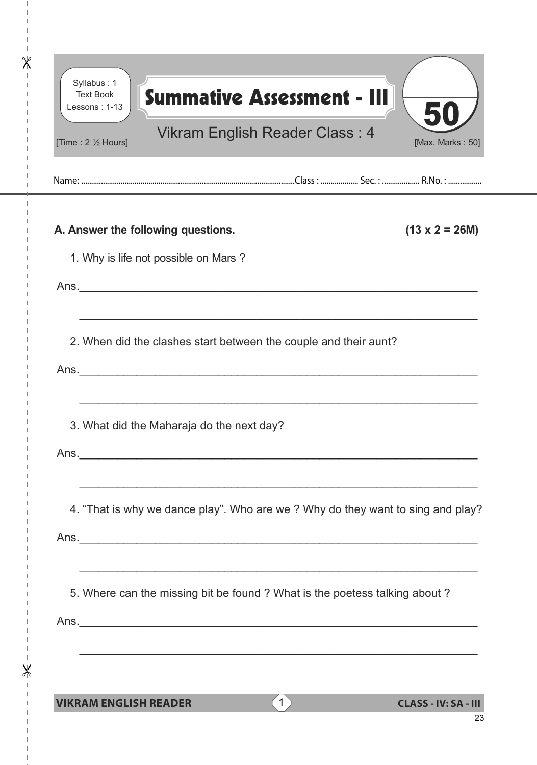Syllabus : 1
Text Book
Lessons : 1-13

# Summative Assessment - III

Vikram English Reader Class : 4

[Time : 2 ½ Hours] **50** [Max. Marks : 50]

Name: ............................................................................................Class : .................. Sec. : .................. R.No. : .................

**A. Answer the following questions.** **(13 x 2 = 26M)**

1. Why is life not possible on Mars ?

Ans.______________________________________________________________

______________________________________________________________

2. When did the clashes start between the couple and their aunt?

Ans.______________________________________________________________

______________________________________________________________

3. What did the Maharaja do the next day?

Ans.______________________________________________________________

______________________________________________________________

4. "That is why we dance play". Who are we ? Why do they want to sing and play?

Ans.______________________________________________________________

______________________________________________________________

5. Where can the missing bit be found ? What is the poetess talking about ?

Ans.______________________________________________________________

______________________________________________________________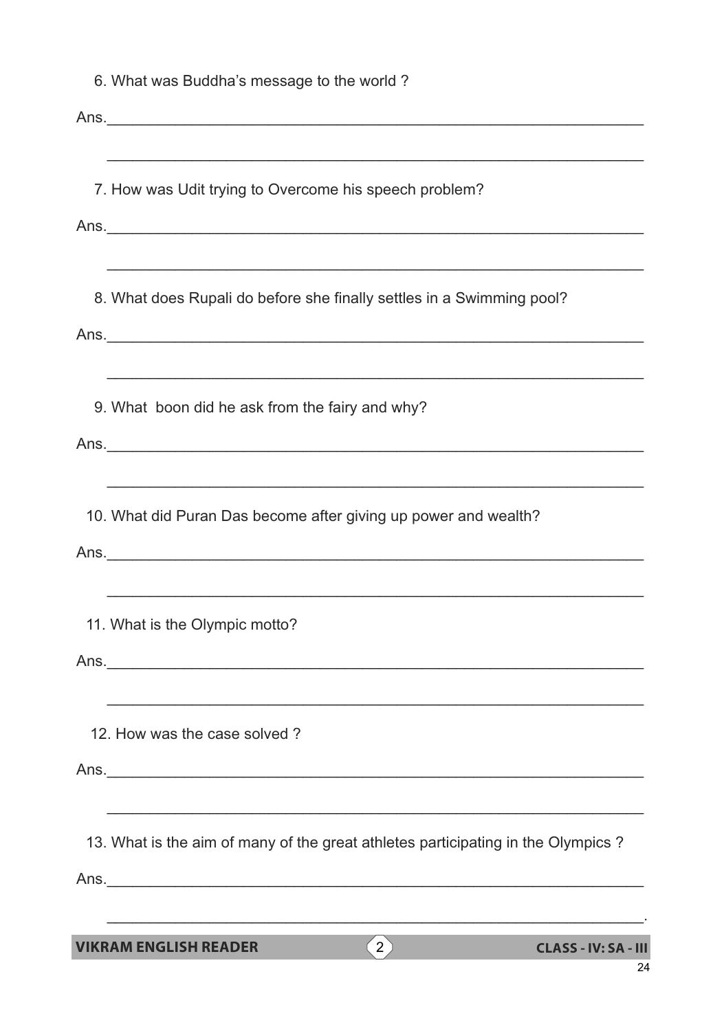6. What was Buddha's message to the world ?

Ans.________________________________________________________________

________________________________________________________________

7. How was Udit trying to Overcome his speech problem?

Ans.________________________________________________________________

________________________________________________________________

8. What does Rupali do before she finally settles in a Swimming pool?

Ans.________________________________________________________________

________________________________________________________________

9. What boon did he ask from the fairy and why?

Ans.________________________________________________________________

________________________________________________________________

10. What did Puran Das become after giving up power and wealth?

Ans.________________________________________________________________

________________________________________________________________

11. What is the Olympic motto?

Ans.________________________________________________________________

________________________________________________________________

12. How was the case solved ?

Ans.________________________________________________________________

________________________________________________________________

13. What is the aim of many of the great athletes participating in the Olympics ?

Ans.________________________________________________________________

________________________________________________________________.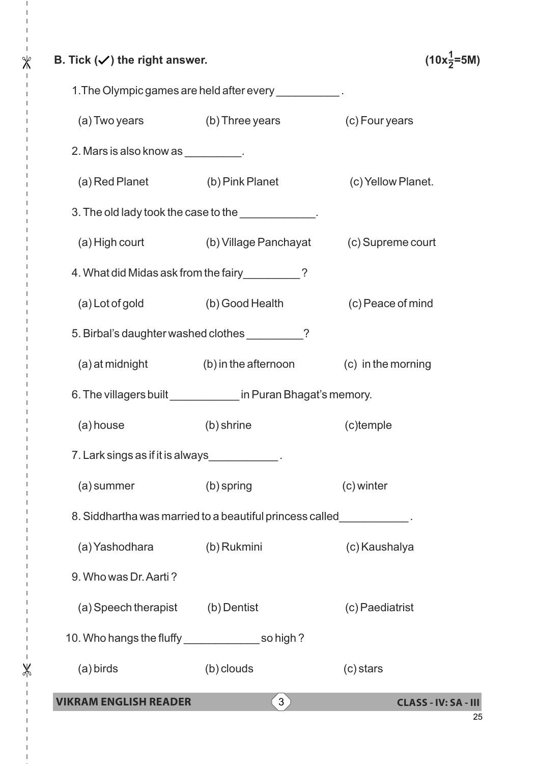**B. Tick (✓) the right answer.** **($10x\frac{1}{2}$=5M)**

1.The Olympic games are held after every __________ .

(a) Two years (b) Three years (c) Four years

2. Mars is also know as _________.

(a) Red Planet (b) Pink Planet (c) Yellow Planet.

3. The old lady took the case to the ____________.

(a) High court (b) Village Panchayat (c) Supreme court

4. What did Midas ask from the fairy_________ ?

(a) Lot of gold (b) Good Health (c) Peace of mind

5. Birbal's daughter washed clothes _________?

(a) at midnight (b) in the afternoon (c) in the morning

6. The villagers built ___________ in Puran Bhagat's memory.

(a) house (b) shrine (c)temple

7. Lark sings as if it is always___________ .

(a) summer (b) spring (c) winter

8. Siddhartha was married to a beautiful princess called___________ .

(a) Yashodhara (b) Rukmini (c) Kaushalya

9. Who was Dr. Aarti ?

(a) Speech therapist (b) Dentist (c) Paediatrist

10. Who hangs the fluffy ____________ so high ?

(a) birds (b) clouds (c) stars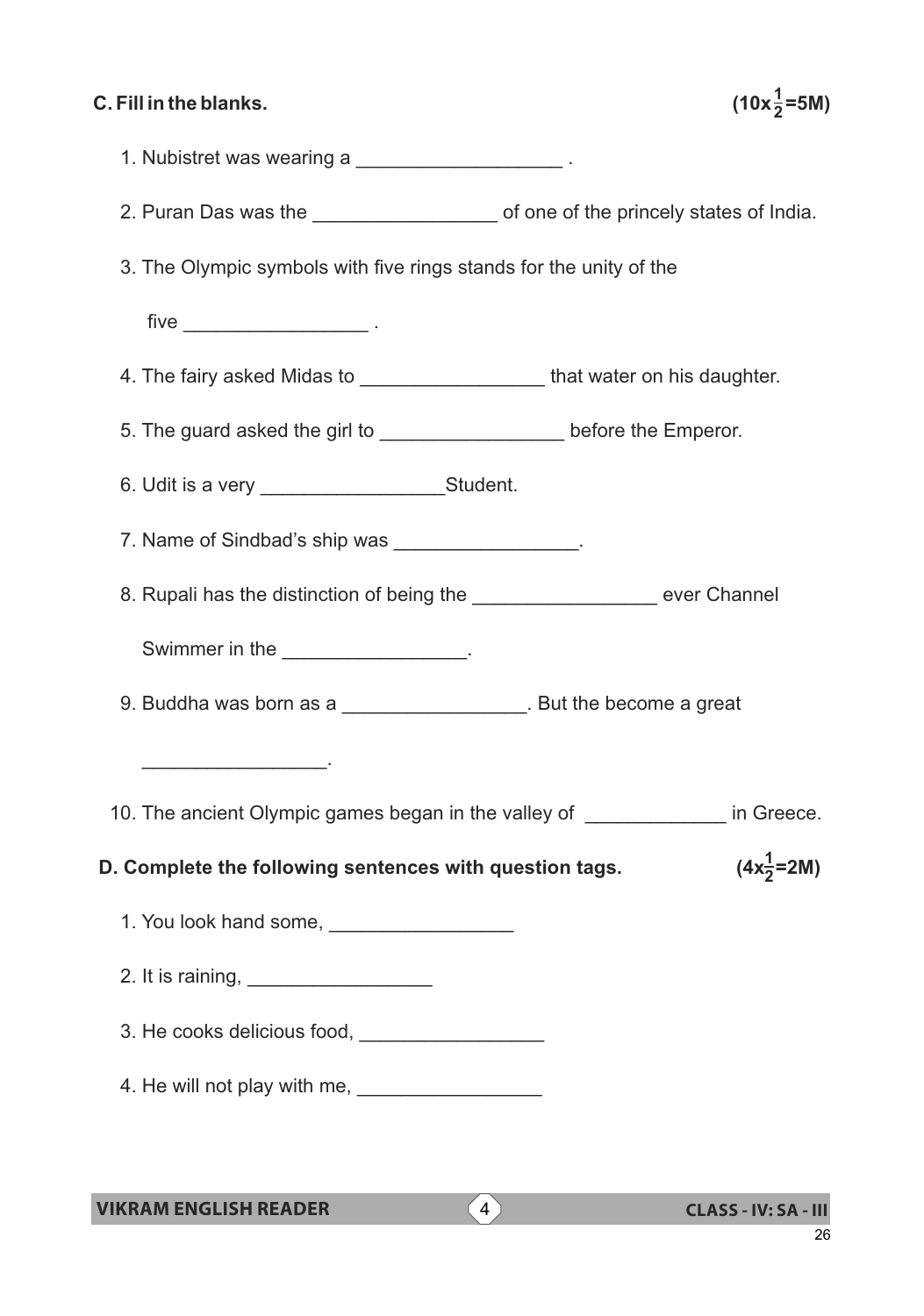**C. Fill in the blanks.** **($10x\frac{1}{2}$=5M)**

1. Nubistret was wearing a ___________________ .

2. Puran Das was the _________________ of one of the princely states of India.

3. The Olympic symbols with five rings stands for the unity of the

   five _________________ .

4. The fairy asked Midas to _________________ that water on his daughter.

5. The guard asked the girl to _________________ before the Emperor.

6. Udit is a very _________________Student.

7. Name of Sindbad's ship was _________________.

8. Rupali has the distinction of being the _________________ ever Channel

   Swimmer in the _________________.

9. Buddha was born as a _________________. But the become a great

   _________________.

10. The ancient Olympic games began in the valley of _____________ in Greece.

**D. Complete the following sentences with question tags.** **($4x\frac{1}{2}$=2M)**

1. You look hand some, _________________

2. It is raining, _________________

3. He cooks delicious food, _________________

4. He will not play with me, _________________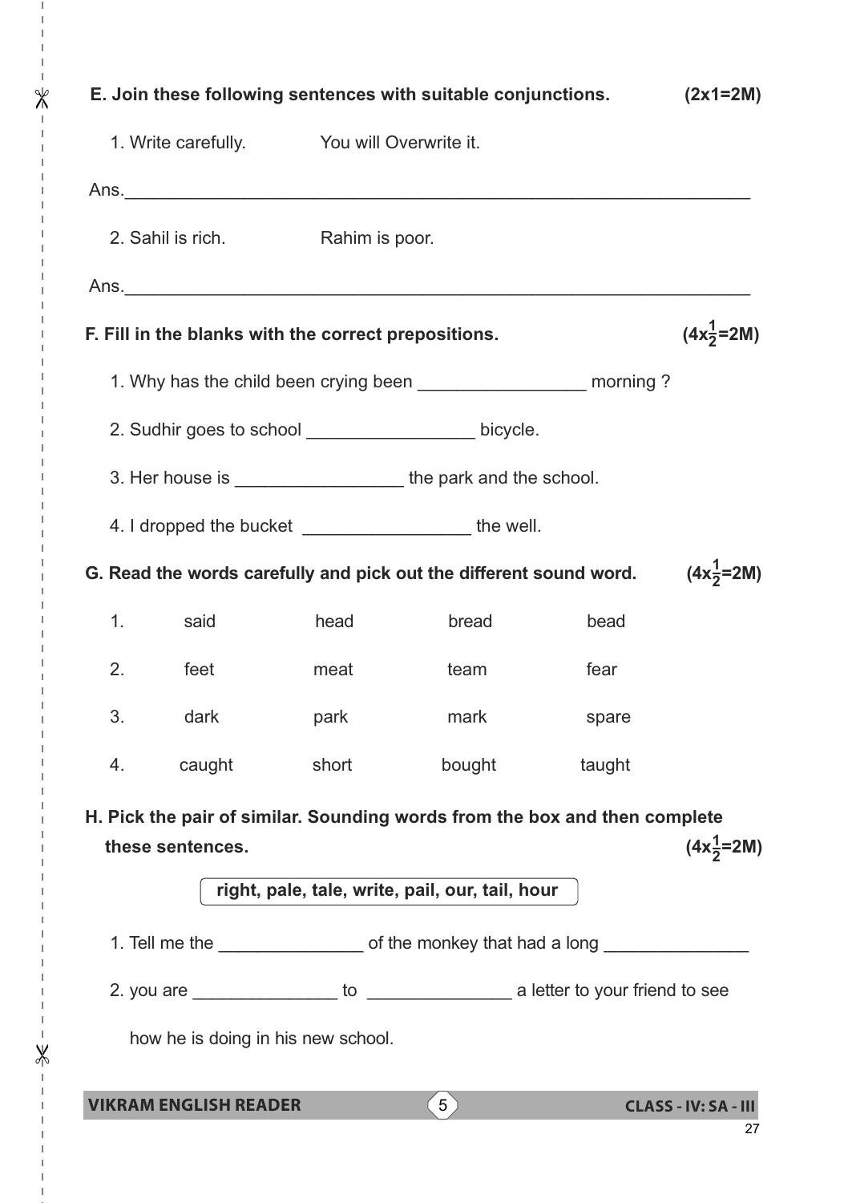**E. Join these following sentences with suitable conjunctions.** **(2x1=2M)**

1. Write carefully. You will Overwrite it.

Ans.________________________________________________________________

2. Sahil is rich. Rahim is poor.

Ans.________________________________________________________________

**F. Fill in the blanks with the correct prepositions.** **($4x\frac{1}{2}$=2M)**

1. Why has the child been crying been _________________ morning ?
2. Sudhir goes to school _________________ bicycle.
3. Her house is _________________ the park and the school.
4. I dropped the bucket _________________ the well.

**G. Read the words carefully and pick out the different sound word.** **($4x\frac{1}{2}$=2M)**

| | | | | |
|---|---|---|---|---|
| 1. | said | head | bread | bead |
| 2. | feet | meat | team | fear |
| 3. | dark | park | mark | spare |
| 4. | caught | short | bought | taught |

**H. Pick the pair of similar. Sounding words from the box and then complete these sentences.** **($4x\frac{1}{2}$=2M)**

**right, pale, tale, write, pail, our, tail, hour**

1. Tell me the _______________ of the monkey that had a long _______________
2. you are _______________ to _______________ a letter to your friend to see how he is doing in his new school.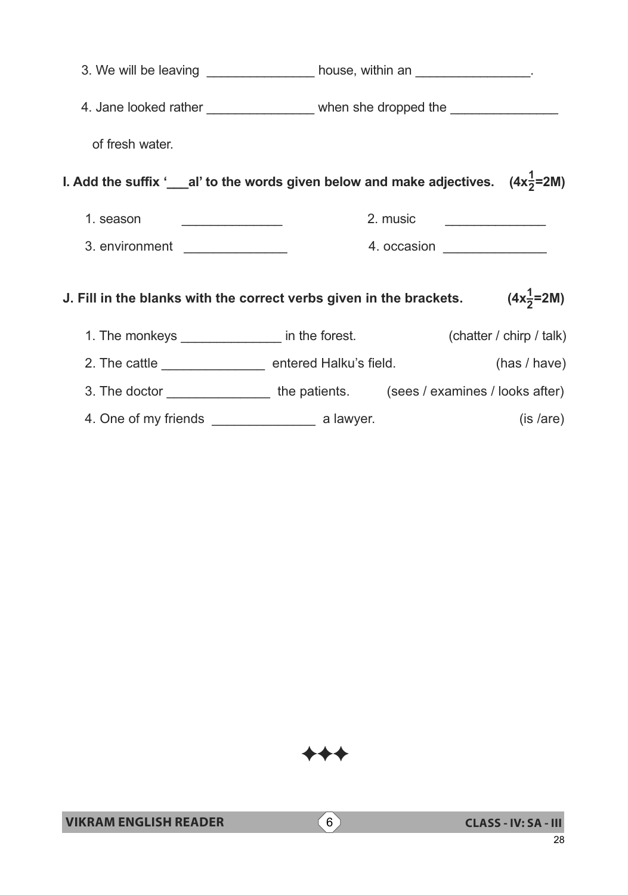3. We will be leaving _______________ house, within an _______________.

4. Jane looked rather _______________ when she dropped the _______________ of fresh water.

**I. Add the suffix '___al' to the words given below and make adjectives. ($4x\frac{1}{2}$=2M)**

1. season _______________
2. music _______________
3. environment _______________
4. occasion _______________

**J. Fill in the blanks with the correct verbs given in the brackets. ($4x\frac{1}{2}$=2M)**

1. The monkeys _______________ in the forest. (chatter / chirp / talk)
2. The cattle _______________ entered Halku's field. (has / have)
3. The doctor _______________ the patients. (sees / examines / looks after)
4. One of my friends _______________ a lawyer. (is /are)

✦✦✦